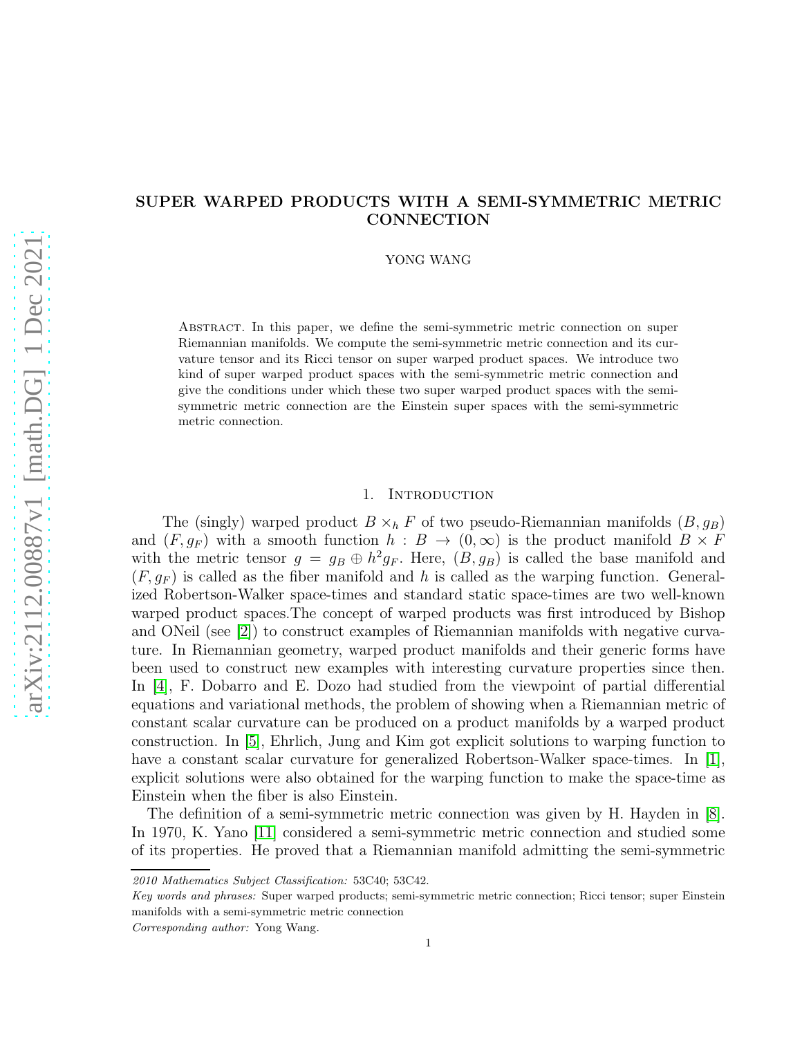# SUPER WARPED PRODUCTS WITH A SEMI-SYMMETRIC METRIC CONNECTION

YONG WANG

Abstract. In this paper, we define the semi-symmetric metric connection on super Riemannian manifolds. We compute the semi-symmetric metric connection and its curvature tensor and its Ricci tensor on super warped product spaces. We introduce two kind of super warped product spaces with the semi-symmetric metric connection and give the conditions under which these two super warped product spaces with the semi-symmetric metric connection are the Einstein super spaces with the semi-symmetric metric connection.

## 1. Introduction

The (singly) warped product $B \times_h F$ of two pseudo-Riemannian manifolds $(B, g_B)$ and $(F, g_F)$ with a smooth function $h : B \to (0, \infty)$ is the product manifold $B \times F$ with the metric tensor $g = g_B \oplus h^2 g_F$. Here, $(B, g_B)$ is called the base manifold and $(F, g_F)$ is called as the fiber manifold and $h$ is called as the warping function. Generalized Robertson-Walker space-times and standard static space-times are two well-known warped product spaces.The concept of warped products was first introduced by Bishop and ONeil (see [2]) to construct examples of Riemannian manifolds with negative curvature. In Riemannian geometry, warped product manifolds and their generic forms have been used to construct new examples with interesting curvature properties since then. In [4], F. Dobarro and E. Dozo had studied from the viewpoint of partial differential equations and variational methods, the problem of showing when a Riemannian metric of constant scalar curvature can be produced on a product manifolds by a warped product construction. In [5], Ehrlich, Jung and Kim got explicit solutions to warping function to have a constant scalar curvature for generalized Robertson-Walker space-times. In [1], explicit solutions were also obtained for the warping function to make the space-time as Einstein when the fiber is also Einstein.

The definition of a semi-symmetric metric connection was given by H. Hayden in [8]. In 1970, K. Yano [11] considered a semi-symmetric metric connection and studied some of its properties. He proved that a Riemannian manifold admitting the semi-symmetric

---

*2010 Mathematics Subject Classification:* 53C40; 53C42.

*Key words and phrases:* Super warped products; semi-symmetric metric connection; Ricci tensor; super Einstein manifolds with a semi-symmetric metric connection

*Corresponding author:* Yong Wang.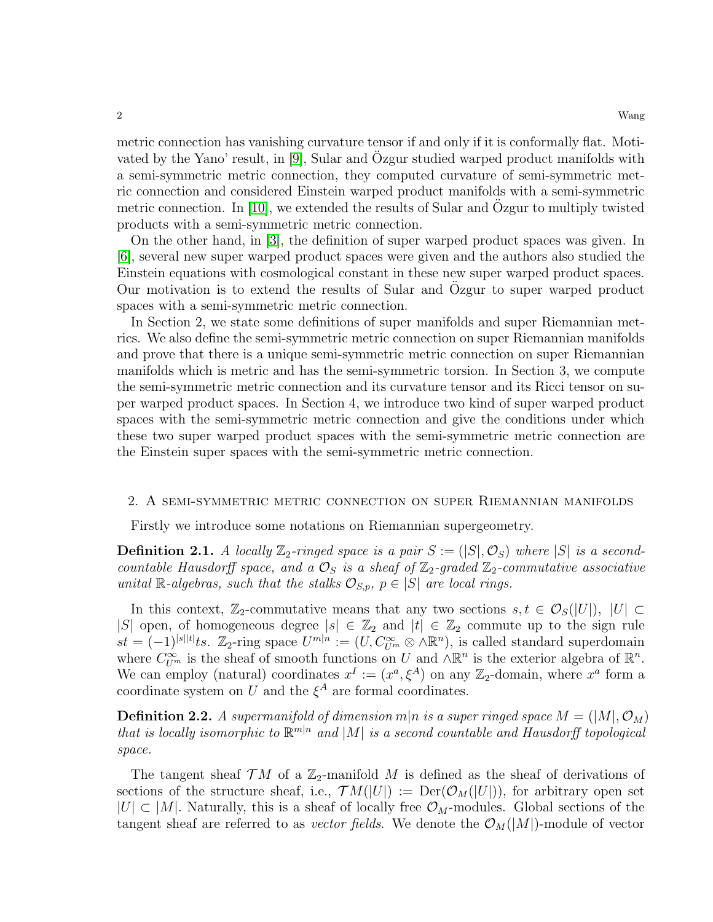metric connection has vanishing curvature tensor if and only if it is conformally flat. Motivated by the Yano' result, in [9], Sular and Özgur studied warped product manifolds with a semi-symmetric metric connection, they computed curvature of semi-symmetric metric connection and considered Einstein warped product manifolds with a semi-symmetric metric connection. In [10], we extended the results of Sular and Özgur to multiply twisted products with a semi-symmetric metric connection.

On the other hand, in [3], the definition of super warped product spaces was given. In [6], several new super warped product spaces were given and the authors also studied the Einstein equations with cosmological constant in these new super warped product spaces. Our motivation is to extend the results of Sular and Özgur to super warped product spaces with a semi-symmetric metric connection.

In Section 2, we state some definitions of super manifolds and super Riemannian metrics. We also define the semi-symmetric metric connection on super Riemannian manifolds and prove that there is a unique semi-symmetric metric connection on super Riemannian manifolds which is metric and has the semi-symmetric torsion. In Section 3, we compute the semi-symmetric metric connection and its curvature tensor and its Ricci tensor on super warped product spaces. In Section 4, we introduce two kind of super warped product spaces with the semi-symmetric metric connection and give the conditions under which these two super warped product spaces with the semi-symmetric metric connection are the Einstein super spaces with the semi-symmetric metric connection.

## 2. A semi-symmetric metric connection on super Riemannian manifolds

Firstly we introduce some notations on Riemannian supergeometry.

**Definition 2.1.** *A locally $\mathbb{Z}_2$-ringed space is a pair $S := (|S|, \mathcal{O}_S)$ where $|S|$ is a second-countable Hausdorff space, and a $\mathcal{O}_S$ is a sheaf of $\mathbb{Z}_2$-graded $\mathbb{Z}_2$-commutative associative unital $\mathbb{R}$-algebras, such that the stalks $\mathcal{O}_{S,p}$, $p \in |S|$ are local rings.*

In this context, $\mathbb{Z}_2$-commutative means that any two sections $s, t \in \mathcal{O}_S(|U|)$, $|U| \subset |S|$ open, of homogeneous degree $|s| \in \mathbb{Z}_2$ and $|t| \in \mathbb{Z}_2$ commute up to the sign rule $st = (-1)^{|s||t|}ts$. $\mathbb{Z}_2$-ring space $U^{m|n} := (U, C^\infty_{U^m} \otimes \wedge\mathbb{R}^n)$, is called standard superdomain where $C^\infty_{U^m}$ is the sheaf of smooth functions on $U$ and $\wedge\mathbb{R}^n$ is the exterior algebra of $\mathbb{R}^n$. We can employ (natural) coordinates $x^I := (x^a, \xi^A)$ on any $\mathbb{Z}_2$-domain, where $x^a$ form a coordinate system on $U$ and the $\xi^A$ are formal coordinates.

**Definition 2.2.** *A supermanifold of dimension $m|n$ is a super ringed space $M = (|M|, \mathcal{O}_M)$ that is locally isomorphic to $\mathbb{R}^{m|n}$ and $|M|$ is a second countable and Hausdorff topological space.*

The tangent sheaf $\mathcal{T}M$ of a $\mathbb{Z}_2$-manifold $M$ is defined as the sheaf of derivations of sections of the structure sheaf, i.e., $\mathcal{T}M(|U|) := \mathrm{Der}(\mathcal{O}_M(|U|))$, for arbitrary open set $|U| \subset |M|$. Naturally, this is a sheaf of locally free $\mathcal{O}_M$-modules. Global sections of the tangent sheaf are referred to as *vector fields*. We denote the $\mathcal{O}_M(|M|)$-module of vector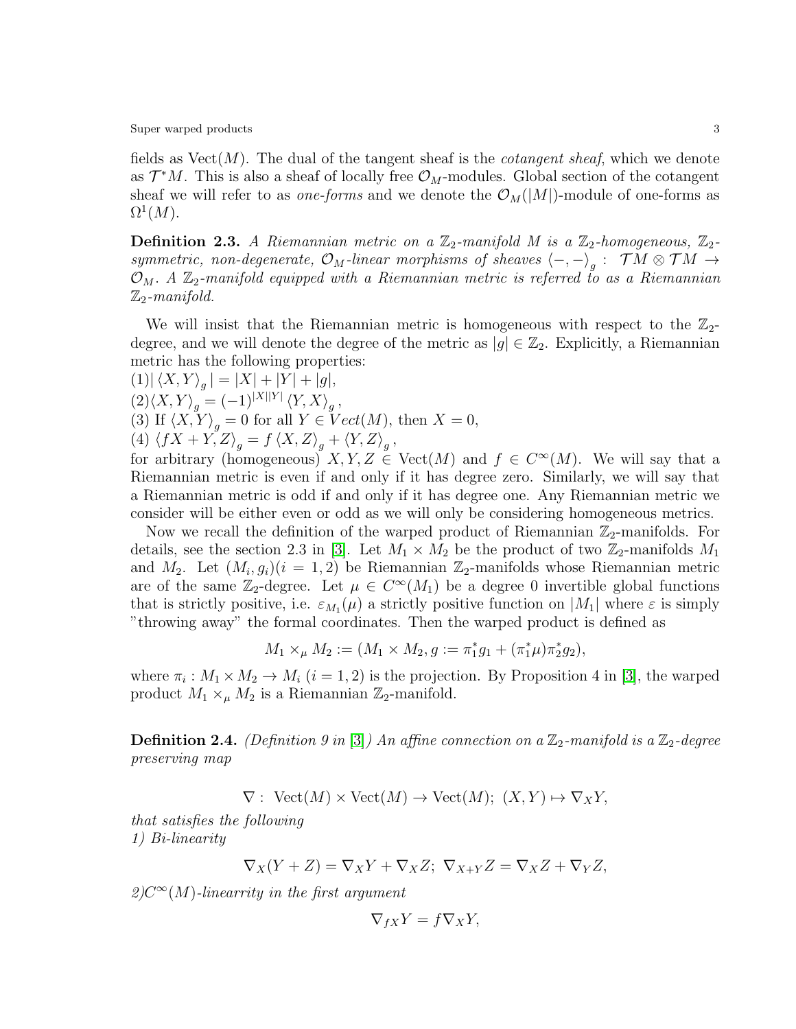fields as $\mathrm{Vect}(M)$. The dual of the tangent sheaf is the *cotangent sheaf*, which we denote as $\mathcal{T}^*M$. This is also a sheaf of locally free $\mathcal{O}_M$-modules. Global section of the cotangent sheaf we will refer to as *one-forms* and we denote the $\mathcal{O}_M(|M|)$-module of one-forms as $\Omega^1(M)$.

**Definition 2.3.** *A Riemannian metric on a $\mathbb{Z}_2$-manifold $M$ is a $\mathbb{Z}_2$-homogeneous, $\mathbb{Z}_2$-symmetric, non-degenerate, $\mathcal{O}_M$-linear morphisms of sheaves $\langle -,- \rangle_g : \mathcal{T}M \otimes \mathcal{T}M \to \mathcal{O}_M$. A $\mathbb{Z}_2$-manifold equipped with a Riemannian metric is referred to as a Riemannian $\mathbb{Z}_2$-manifold.*

We will insist that the Riemannian metric is homogeneous with respect to the $\mathbb{Z}_2$-degree, and we will denote the degree of the metric as $|g| \in \mathbb{Z}_2$. Explicitly, a Riemannian metric has the following properties:
(1) $|\langle X, Y\rangle_g| = |X| + |Y| + |g|$,
(2) $\langle X, Y\rangle_g = (-1)^{|X||Y|} \langle Y, X\rangle_g$,
(3) If $\langle X, Y\rangle_g = 0$ for all $Y \in Vect(M)$, then $X = 0$,
(4) $\langle fX + Y, Z\rangle_g = f\langle X, Z\rangle_g + \langle Y, Z\rangle_g$,
for arbitrary (homogeneous) $X, Y, Z \in \mathrm{Vect}(M)$ and $f \in C^\infty(M)$. We will say that a Riemannian metric is even if and only if it has degree zero. Similarly, we will say that a Riemannian metric is odd if and only if it has degree one. Any Riemannian metric we consider will be either even or odd as we will only be considering homogeneous metrics.

Now we recall the definition of the warped product of Riemannian $\mathbb{Z}_2$-manifolds. For details, see the section 2.3 in [3]. Let $M_1 \times M_2$ be the product of two $\mathbb{Z}_2$-manifolds $M_1$ and $M_2$. Let $(M_i, g_i)(i = 1, 2)$ be Riemannian $\mathbb{Z}_2$-manifolds whose Riemannian metric are of the same $\mathbb{Z}_2$-degree. Let $\mu \in C^\infty(M_1)$ be a degree 0 invertible global functions that is strictly positive, i.e. $\varepsilon_{M_1}(\mu)$ a strictly positive function on $|M_1|$ where $\varepsilon$ is simply "throwing away" the formal coordinates. Then the warped product is defined as

$$M_1 \times_\mu M_2 := (M_1 \times M_2, g := \pi_1^* g_1 + (\pi_1^*\mu)\pi_2^* g_2),$$

where $\pi_i : M_1 \times M_2 \to M_i$ $(i = 1, 2)$ is the projection. By Proposition 4 in [3], the warped product $M_1 \times_\mu M_2$ is a Riemannian $\mathbb{Z}_2$-manifold.

**Definition 2.4.** *(Definition 9 in [3]) An affine connection on a $\mathbb{Z}_2$-manifold is a $\mathbb{Z}_2$-degree preserving map*

$$\nabla : \mathrm{Vect}(M) \times \mathrm{Vect}(M) \to \mathrm{Vect}(M);\ (X, Y) \mapsto \nabla_X Y,$$

*that satisfies the following*
*1) Bi-linearity*

$$\nabla_X(Y + Z) = \nabla_X Y + \nabla_X Z;\ \nabla_{X+Y} Z = \nabla_X Z + \nabla_Y Z,$$

*2) $C^\infty(M)$-linearrity in the first argument*

$$\nabla_{fX} Y = f\nabla_X Y,$$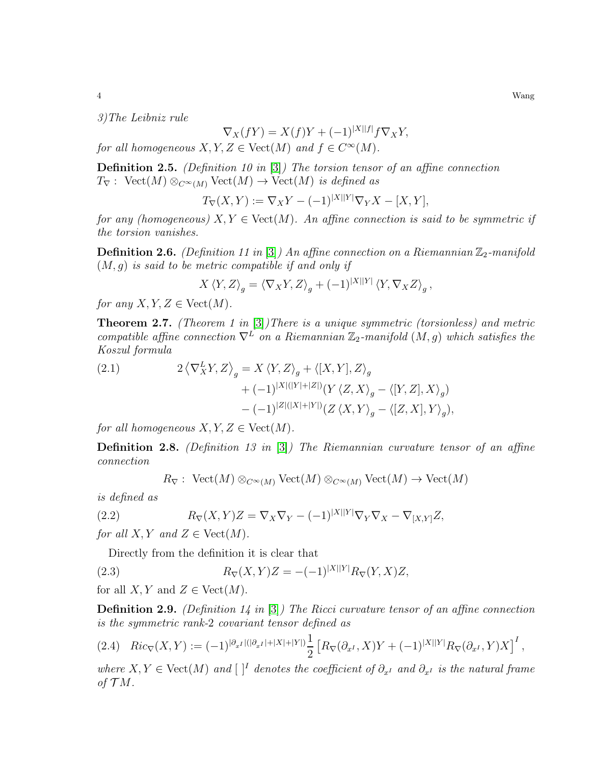*3)The Leibniz rule*

$$\nabla_X(fY) = X(f)Y + (-1)^{|X||f|} f \nabla_X Y,$$

*for all homogeneous $X, Y, Z \in \mathrm{Vect}(M)$ and $f \in C^\infty(M)$.*

**Definition 2.5.** *(Definition 10 in [3]) The torsion tensor of an affine connection $T_\nabla :\ \mathrm{Vect}(M) \otimes_{C^\infty(M)} \mathrm{Vect}(M) \to \mathrm{Vect}(M)$ is defined as*

$$T_\nabla(X, Y) := \nabla_X Y - (-1)^{|X||Y|} \nabla_Y X - [X, Y],$$

*for any (homogeneous) $X, Y \in \mathrm{Vect}(M)$. An affine connection is said to be symmetric if the torsion vanishes.*

**Definition 2.6.** *(Definition 11 in [3]) An affine connection on a Riemannian $\mathbb{Z}_2$-manifold $(M, g)$ is said to be metric compatible if and only if*

$$X \langle Y, Z \rangle_g = \langle \nabla_X Y, Z \rangle_g + (-1)^{|X||Y|} \langle Y, \nabla_X Z \rangle_g,$$

*for any $X, Y, Z \in \mathrm{Vect}(M)$.*

**Theorem 2.7.** *(Theorem 1 in [3])There is a unique symmetric (torsionless) and metric compatible affine connection $\nabla^L$ on a Riemannian $\mathbb{Z}_2$-manifold $(M, g)$ which satisfies the Koszul formula*

$$\begin{aligned}(2.1)\qquad 2 \left\langle \nabla^L_X Y, Z \right\rangle_g = {} & X \langle Y, Z \rangle_g + \langle [X, Y], Z \rangle_g \\ & + (-1)^{|X|(|Y|+|Z|)} (Y \langle Z, X \rangle_g - \langle [Y, Z], X \rangle_g) \\ & - (-1)^{|Z|(|X|+|Y|)} (Z \langle X, Y \rangle_g - \langle [Z, X], Y \rangle_g),\end{aligned}$$

*for all homogeneous $X, Y, Z \in \mathrm{Vect}(M)$.*

**Definition 2.8.** *(Definition 13 in [3]) The Riemannian curvature tensor of an affine connection*

$$R_\nabla :\ \mathrm{Vect}(M) \otimes_{C^\infty(M)} \mathrm{Vect}(M) \otimes_{C^\infty(M)} \mathrm{Vect}(M) \to \mathrm{Vect}(M)$$

*is defined as*

$$(2.2)\qquad R_\nabla(X, Y)Z = \nabla_X \nabla_Y - (-1)^{|X||Y|} \nabla_Y \nabla_X - \nabla_{[X,Y]} Z,$$

*for all $X, Y$ and $Z \in \mathrm{Vect}(M)$.*

Directly from the definition it is clear that

$$(2.3)\qquad R_\nabla(X, Y)Z = -(-1)^{|X||Y|} R_\nabla(Y, X)Z,$$

for all $X, Y$ and $Z \in \mathrm{Vect}(M)$.

**Definition 2.9.** *(Definition 14 in [3]) The Ricci curvature tensor of an affine connection is the symmetric rank-2 covariant tensor defined as*

$$(2.4)\quad Ric_\nabla(X, Y) := (-1)^{|\partial_{x^I}|(|\partial_{x^I}|+|X|+|Y|)} \frac{1}{2} \left[ R_\nabla(\partial_{x^I}, X)Y + (-1)^{|X||Y|} R_\nabla(\partial_{x^I}, Y)X \right]^I,$$

*where $X, Y \in \mathrm{Vect}(M)$ and $[\ ]^I$ denotes the coefficient of $\partial_{x^I}$ and $\partial_{x^I}$ is the natural frame of $\mathcal{T}M$.*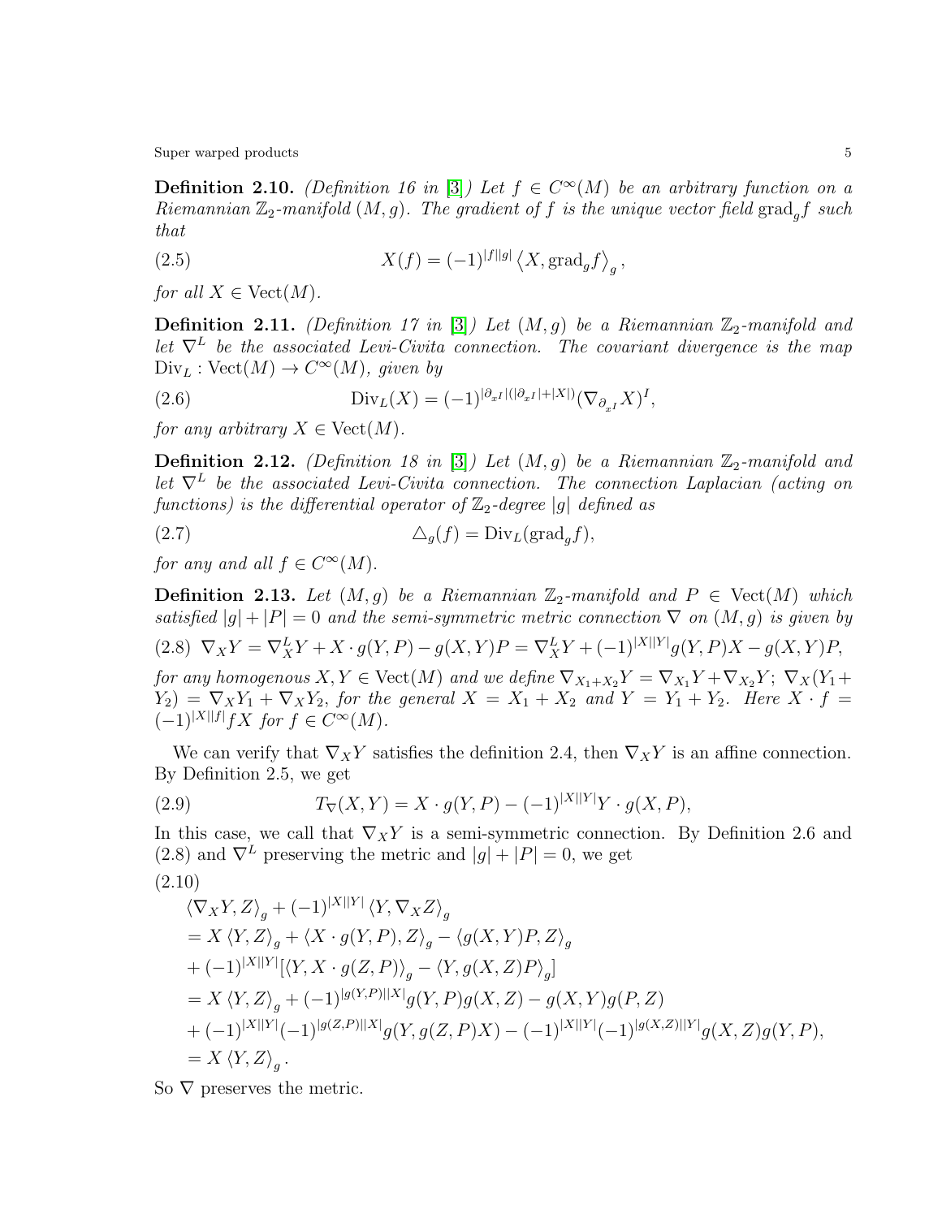**Definition 2.10.** *(Definition 16 in [3]) Let $f \in C^\infty(M)$ be an arbitrary function on a Riemannian $\mathbb{Z}_2$-manifold $(M, g)$. The gradient of $f$ is the unique vector field $\mathrm{grad}_g f$ such that*

$$X(f) = (-1)^{|f||g|} \left\langle X, \mathrm{grad}_g f \right\rangle_g, \tag{2.5}$$

*for all $X \in \mathrm{Vect}(M)$.*

**Definition 2.11.** *(Definition 17 in [3]) Let $(M, g)$ be a Riemannian $\mathbb{Z}_2$-manifold and let $\nabla^L$ be the associated Levi-Civita connection. The covariant divergence is the map $\mathrm{Div}_L : \mathrm{Vect}(M) \to C^\infty(M)$, given by*

$$\mathrm{Div}_L(X) = (-1)^{|\partial_{x^I}|(|\partial_{x^I}|+|X|)} (\nabla_{\partial_{x^I}} X)^I, \tag{2.6}$$

*for any arbitrary $X \in \mathrm{Vect}(M)$.*

**Definition 2.12.** *(Definition 18 in [3]) Let $(M, g)$ be a Riemannian $\mathbb{Z}_2$-manifold and let $\nabla^L$ be the associated Levi-Civita connection. The connection Laplacian (acting on functions) is the differential operator of $\mathbb{Z}_2$-degree $|g|$ defined as*

$$\triangle_g(f) = \mathrm{Div}_L(\mathrm{grad}_g f), \tag{2.7}$$

*for any and all $f \in C^\infty(M)$.*

**Definition 2.13.** *Let $(M, g)$ be a Riemannian $\mathbb{Z}_2$-manifold and $P \in \mathrm{Vect}(M)$ which satisfied $|g| + |P| = 0$ and the semi-symmetric metric connection $\nabla$ on $(M, g)$ is given by*

$$\nabla_X Y = \nabla^L_X Y + X \cdot g(Y, P) - g(X, Y)P = \nabla^L_X Y + (-1)^{|X||Y|} g(Y, P)X - g(X, Y)P, \tag{2.8}$$

*for any homogenous $X, Y \in \mathrm{Vect}(M)$ and we define $\nabla_{X_1+X_2} Y = \nabla_{X_1} Y + \nabla_{X_2} Y$; $\nabla_X(Y_1 + Y_2) = \nabla_X Y_1 + \nabla_X Y_2$, for the general $X = X_1 + X_2$ and $Y = Y_1 + Y_2$. Here $X \cdot f = (-1)^{|X||f|} f X$ for $f \in C^\infty(M)$.*

We can verify that $\nabla_X Y$ satisfies the definition 2.4, then $\nabla_X Y$ is an affine connection. By Definition 2.5, we get

$$T_\nabla(X, Y) = X \cdot g(Y, P) - (-1)^{|X||Y|} Y \cdot g(X, P), \tag{2.9}$$

In this case, we call that $\nabla_X Y$ is a semi-symmetric connection. By Definition 2.6 and (2.8) and $\nabla^L$ preserving the metric and $|g| + |P| = 0$, we get

$$\begin{aligned}
&\left\langle \nabla_X Y, Z \right\rangle_g + (-1)^{|X||Y|} \left\langle Y, \nabla_X Z \right\rangle_g \\
&= X \left\langle Y, Z \right\rangle_g + \left\langle X \cdot g(Y, P), Z \right\rangle_g - \left\langle g(X, Y)P, Z \right\rangle_g \\
&+ (-1)^{|X||Y|} [\left\langle Y, X \cdot g(Z, P) \right\rangle_g - \left\langle Y, g(X, Z)P \right\rangle_g] \\
&= X \left\langle Y, Z \right\rangle_g + (-1)^{|g(Y,P)||X|} g(Y, P) g(X, Z) - g(X, Y) g(P, Z) \\
&+ (-1)^{|X||Y|} (-1)^{|g(Z,P)||X|} g(Y, g(Z, P)X) - (-1)^{|X||Y|} (-1)^{|g(X,Z)||Y|} g(X, Z) g(Y, P), \\
&= X \left\langle Y, Z \right\rangle_g.
\end{aligned} \tag{2.10}$$

So $\nabla$ preserves the metric.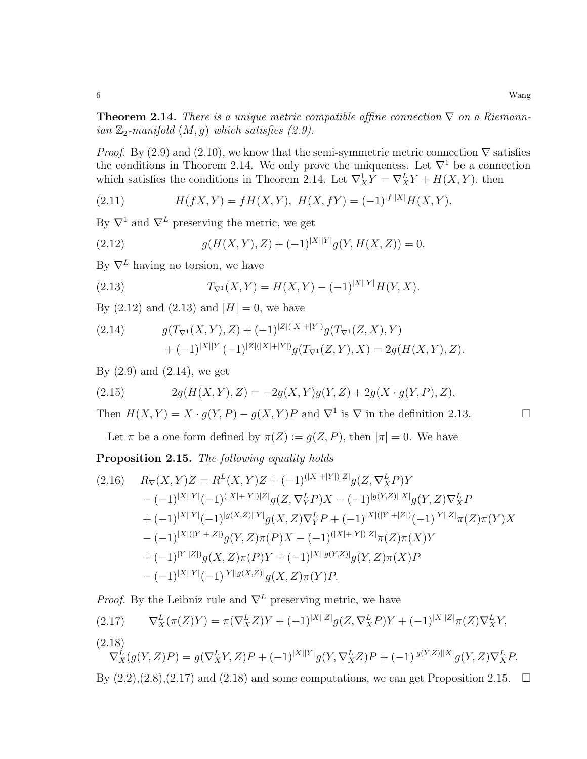**Theorem 2.14.** *There is a unique metric compatible affine connection $\nabla$ on a Riemannian $\mathbb{Z}_2$-manifold $(M, g)$ which satisfies (2.9).*

*Proof.* By (2.9) and (2.10), we know that the semi-symmetric metric connection $\nabla$ satisfies the conditions in Theorem 2.14. We only prove the uniqueness. Let $\nabla^1$ be a connection which satisfies the conditions in Theorem 2.14. Let $\nabla^1_X Y = \nabla^L_X Y + H(X, Y)$. then

$$H(fX, Y) = fH(X, Y), \; H(X, fY) = (-1)^{|f||X|}H(X, Y). \tag{2.11}$$

By $\nabla^1$ and $\nabla^L$ preserving the metric, we get

$$g(H(X, Y), Z) + (-1)^{|X||Y|}g(Y, H(X, Z)) = 0. \tag{2.12}$$

By $\nabla^L$ having no torsion, we have

$$T_{\nabla^1}(X, Y) = H(X, Y) - (-1)^{|X||Y|}H(Y, X). \tag{2.13}$$

By (2.12) and (2.13) and $|H| = 0$, we have

$$\begin{aligned} &g(T_{\nabla^1}(X, Y), Z) + (-1)^{|Z|(|X|+|Y|)}g(T_{\nabla^1}(Z, X), Y) \\ &+ (-1)^{|X||Y|}(-1)^{|Z|(|X|+|Y|)}g(T_{\nabla^1}(Z, Y), X) = 2g(H(X, Y), Z). \end{aligned} \tag{2.14}$$

By (2.9) and (2.14), we get

$$2g(H(X, Y), Z) = -2g(X, Y)g(Y, Z) + 2g(X \cdot g(Y, P), Z). \tag{2.15}$$

Then $H(X, Y) = X \cdot g(Y, P) - g(X, Y)P$ and $\nabla^1$ is $\nabla$ in the definition 2.13. $\square$

Let $\pi$ be a one form defined by $\pi(Z) := g(Z, P)$, then $|\pi| = 0$. We have

**Proposition 2.15.** *The following equality holds*

$$\begin{aligned} R_\nabla(X, Y)Z &= R^L(X, Y)Z + (-1)^{(|X|+|Y|)|Z|}g(Z, \nabla^L_X P)Y \\ &- (-1)^{|X||Y|}(-1)^{(|X|+|Y|)|Z|}g(Z, \nabla^L_Y P)X - (-1)^{|g(Y,Z)||X|}g(Y, Z)\nabla^L_X P \\ &+ (-1)^{|X||Y|}(-1)^{|g(X,Z)||Y|}g(X, Z)\nabla^L_Y P + (-1)^{|X|(|Y|+|Z|)}(-1)^{|Y||Z|}\pi(Z)\pi(Y)X \\ &- (-1)^{|X|(|Y|+|Z|)}g(Y, Z)\pi(P)X - (-1)^{(|X|+|Y|)|Z|}\pi(Z)\pi(X)Y \\ &+ (-1)^{|Y||Z|)}g(X, Z)\pi(P)Y + (-1)^{|X||g(Y,Z)|}g(Y, Z)\pi(X)P \\ &- (-1)^{|X||Y|}(-1)^{|Y||g(X,Z)|}g(X, Z)\pi(Y)P. \end{aligned} \tag{2.16}$$

*Proof.* By the Leibniz rule and $\nabla^L$ preserving metric, we have

$$\nabla^L_X(\pi(Z)Y) = \pi(\nabla^L_X Z)Y + (-1)^{|X||Z|}g(Z, \nabla^L_X P)Y + (-1)^{|X||Z|}\pi(Z)\nabla^L_X Y, \tag{2.17}$$

$$\nabla^L_X(g(Y, Z)P) = g(\nabla^L_X Y, Z)P + (-1)^{|X||Y|}g(Y, \nabla^L_X Z)P + (-1)^{|g(Y,Z)||X|}g(Y, Z)\nabla^L_X P. \tag{2.18}$$

By (2.2),(2.8),(2.17) and (2.18) and some computations, we can get Proposition 2.15. $\square$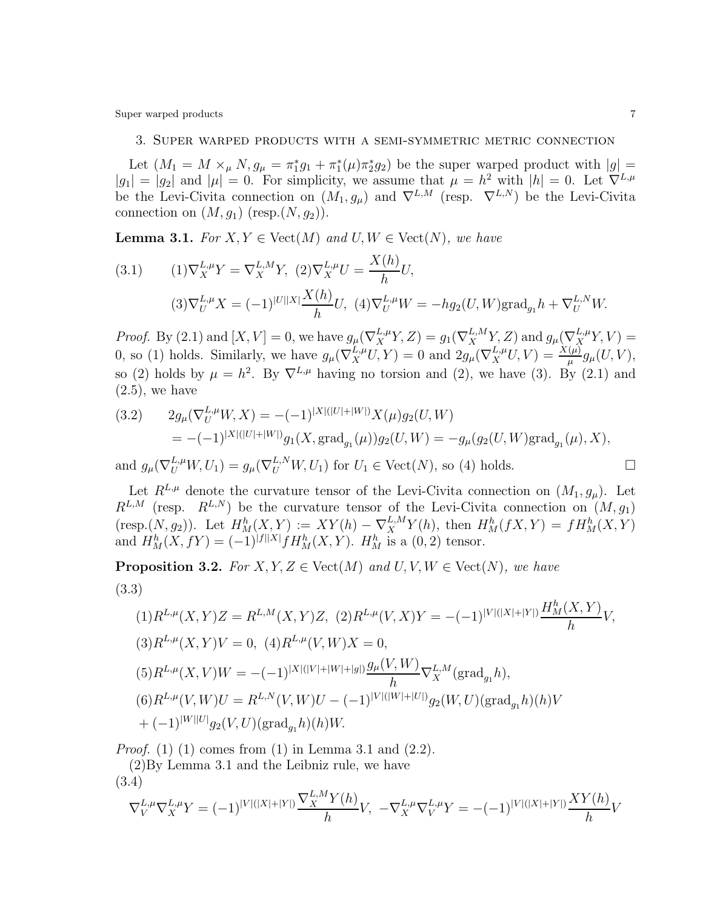## 3. Super warped products with a semi-symmetric metric connection

Let $(M_1 = M \times_\mu N, g_\mu = \pi_1^* g_1 + \pi_1^*(\mu)\pi_2^* g_2)$ be the super warped product with $|g| = |g_1| = |g_2|$ and $|\mu| = 0$. For simplicity, we assume that $\mu = h^2$ with $|h| = 0$. Let $\nabla^{L,\mu}$ be the Levi-Civita connection on $(M_1, g_\mu)$ and $\nabla^{L,M}$ (resp. $\nabla^{L,N}$) be the Levi-Civita connection on $(M, g_1)$ (resp.$(N, g_2)$).

**Lemma 3.1.** *For $X, Y \in \mathrm{Vect}(M)$ and $U, W \in \mathrm{Vect}(N)$, we have*

$$
\begin{aligned}
(3.1) \qquad &(1)\nabla_X^{L,\mu} Y = \nabla_X^{L,M} Y,\ (2)\nabla_X^{L,\mu} U = \frac{X(h)}{h} U, \\
&(3)\nabla_U^{L,\mu} X = (-1)^{|U||X|}\frac{X(h)}{h} U,\ (4)\nabla_U^{L,\mu} W = -h g_2(U, W)\mathrm{grad}_{g_1} h + \nabla_U^{L,N} W.
\end{aligned}
$$

*Proof.* By (2.1) and $[X, V] = 0$, we have $g_\mu(\nabla_X^{L,\mu} Y, Z) = g_1(\nabla_X^{L,M} Y, Z)$ and $g_\mu(\nabla_X^{L,\mu} Y, V) = 0$, so (1) holds. Similarly, we have $g_\mu(\nabla_X^{L,\mu} U, Y) = 0$ and $2g_\mu(\nabla_X^{L,\mu} U, V) = \frac{X(\mu)}{\mu} g_\mu(U, V)$, so (2) holds by $\mu = h^2$. By $\nabla^{L,\mu}$ having no torsion and (2), we have (3). By (2.1) and (2.5), we have

$$
\begin{aligned}
(3.2) \qquad 2g_\mu(\nabla_U^{L,\mu} W, X) &= -(-1)^{|X|(|U|+|W|)} X(\mu) g_2(U, W) \\
&= -(-1)^{|X|(|U|+|W|)} g_1(X, \mathrm{grad}_{g_1}(\mu)) g_2(U, W) = -g_\mu(g_2(U, W)\mathrm{grad}_{g_1}(\mu), X),
\end{aligned}
$$

and $g_\mu(\nabla_U^{L,\mu} W, U_1) = g_\mu(\nabla_U^{L,N} W, U_1)$ for $U_1 \in \mathrm{Vect}(N)$, so (4) holds. $\square$

Let $R^{L,\mu}$ denote the curvature tensor of the Levi-Civita connection on $(M_1, g_\mu)$. Let $R^{L,M}$ (resp. $R^{L,N}$) be the curvature tensor of the Levi-Civita connection on $(M, g_1)$ (resp.$(N, g_2)$). Let $H_M^h(X, Y) := XY(h) - \nabla_X^{L,M} Y(h)$, then $H_M^h(fX, Y) = f H_M^h(X, Y)$ and $H_M^h(X, fY) = (-1)^{|f||X|} f H_M^h(X, Y)$. $H_M^h$ is a $(0, 2)$ tensor.

**Proposition 3.2.** *For $X, Y, Z \in \mathrm{Vect}(M)$ and $U, V, W \in \mathrm{Vect}(N)$, we have*

$$
\begin{aligned}
(3.3) \qquad &(1)R^{L,\mu}(X, Y)Z = R^{L,M}(X, Y)Z,\ (2)R^{L,\mu}(V, X)Y = -(-1)^{|V|(|X|+|Y|)}\frac{H_M^h(X, Y)}{h} V, \\
&(3)R^{L,\mu}(X, Y)V = 0,\ (4)R^{L,\mu}(V, W)X = 0, \\
&(5)R^{L,\mu}(X, V)W = -(-1)^{|X|(|V|+|W|+|g|)}\frac{g_\mu(V, W)}{h}\nabla_X^{L,M}(\mathrm{grad}_{g_1} h), \\
&(6)R^{L,\mu}(V, W)U = R^{L,N}(V, W)U - (-1)^{|V|(|W|+|U|)} g_2(W, U)(\mathrm{grad}_{g_1} h)(h) V \\
&+ (-1)^{|W||U|} g_2(V, U)(\mathrm{grad}_{g_1} h)(h) W.
\end{aligned}
$$

*Proof.* (1) (1) comes from (1) in Lemma 3.1 and (2.2).

(2)By Lemma 3.1 and the Leibniz rule, we have

$$
(3.4) \qquad \nabla_V^{L,\mu}\nabla_X^{L,\mu} Y = (-1)^{|V|(|X|+|Y|)}\frac{\nabla_X^{L,M} Y(h)}{h} V,\ -\nabla_X^{L,\mu}\nabla_V^{L,\mu} Y = -(-1)^{|V|(|X|+|Y|)}\frac{XY(h)}{h} V
$$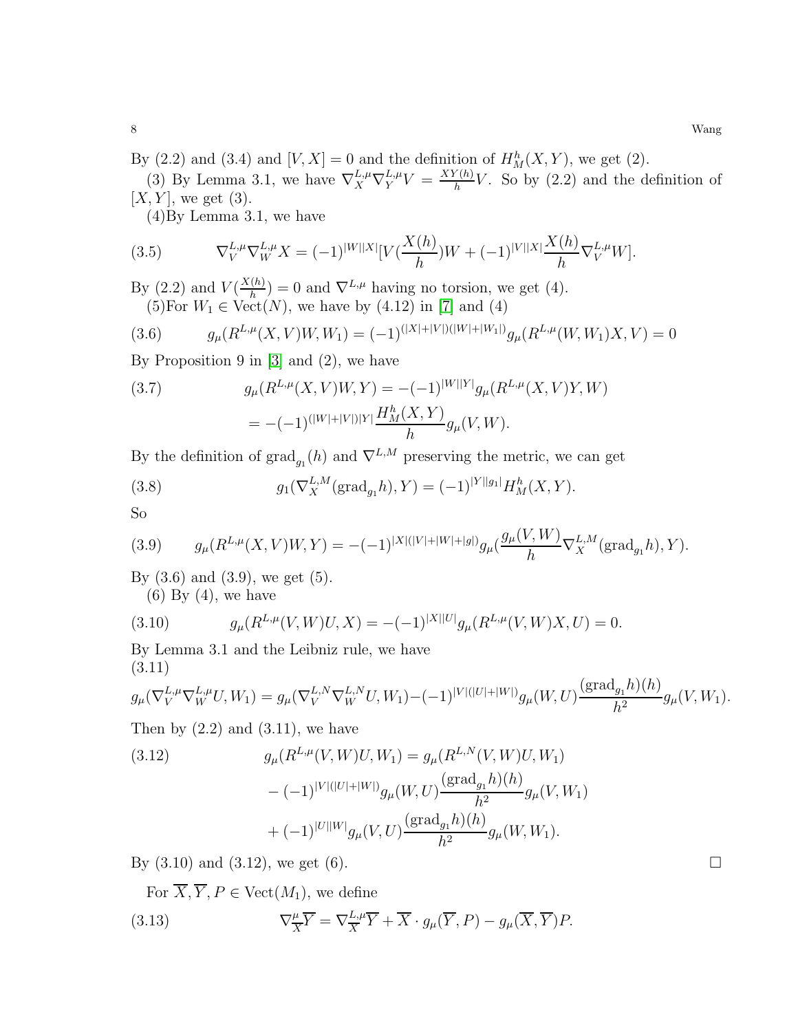By (2.2) and (3.4) and $[V, X] = 0$ and the definition of $H^h_M(X, Y)$, we get (2).

(3) By Lemma 3.1, we have $\nabla^{L,\mu}_X \nabla^{L,\mu}_Y V = \frac{XY(h)}{h} V$. So by (2.2) and the definition of $[X, Y]$, we get (3).

(4)By Lemma 3.1, we have

$$\nabla^{L,\mu}_V \nabla^{L,\mu}_W X = (-1)^{|W||X|}[V(\frac{X(h)}{h})W + (-1)^{|V||X|}\frac{X(h)}{h}\nabla^{L,\mu}_V W]. \tag{3.5}$$

By (2.2) and $V(\frac{X(h)}{h}) = 0$ and $\nabla^{L,\mu}$ having no torsion, we get (4).

(5)For $W_1 \in \mathrm{Vect}(N)$, we have by (4.12) in [7] and (4)

$$g_\mu(R^{L,\mu}(X, V)W, W_1) = (-1)^{(|X|+|V|)(|W|+|W_1|)} g_\mu(R^{L,\mu}(W, W_1)X, V) = 0 \tag{3.6}$$

By Proposition 9 in [3] and (2), we have

$$\begin{aligned} g_\mu(R^{L,\mu}(X, V)W, Y) &= -(-1)^{|W||Y|} g_\mu(R^{L,\mu}(X, V)Y, W) \\ &= -(-1)^{(|W|+|V|)|Y|} \frac{H^h_M(X, Y)}{h} g_\mu(V, W). \end{aligned} \tag{3.7}$$

By the definition of $\mathrm{grad}_{g_1}(h)$ and $\nabla^{L,M}$ preserving the metric, we can get

$$g_1(\nabla^{L,M}_X(\mathrm{grad}_{g_1} h), Y) = (-1)^{|Y||g_1|} H^h_M(X, Y). \tag{3.8}$$

So

$$g_\mu(R^{L,\mu}(X, V)W, Y) = -(-1)^{|X|(|V|+|W|+|g|)} g_\mu(\frac{g_\mu(V, W)}{h}\nabla^{L,M}_X(\mathrm{grad}_{g_1} h), Y). \tag{3.9}$$

By (3.6) and (3.9), we get (5).

(6) By (4), we have

$$g_\mu(R^{L,\mu}(V, W)U, X) = -(-1)^{|X||U|} g_\mu(R^{L,\mu}(V, W)X, U) = 0. \tag{3.10}$$

By Lemma 3.1 and the Leibniz rule, we have

$$g_\mu(\nabla^{L,\mu}_V \nabla^{L,\mu}_W U, W_1) = g_\mu(\nabla^{L,N}_V \nabla^{L,N}_W U, W_1) - (-1)^{|V|(|U|+|W|)} g_\mu(W, U)\frac{(\mathrm{grad}_{g_1} h)(h)}{h^2} g_\mu(V, W_1). \tag{3.11}$$

Then by (2.2) and (3.11), we have

$$\begin{aligned} g_\mu(R^{L,\mu}(V, W)U, W_1) &= g_\mu(R^{L,N}(V, W)U, W_1) \\ &\quad - (-1)^{|V|(|U|+|W|)} g_\mu(W, U)\frac{(\mathrm{grad}_{g_1} h)(h)}{h^2} g_\mu(V, W_1) \\ &\quad + (-1)^{|U||W|} g_\mu(V, U)\frac{(\mathrm{grad}_{g_1} h)(h)}{h^2} g_\mu(W, W_1). \end{aligned} \tag{3.12}$$

By (3.10) and (3.12), we get (6). $\square$

For $\overline{X}, \overline{Y}, P \in \mathrm{Vect}(M_1)$, we define

$$\nabla^{\mu}_{\overline{X}} \overline{Y} = \nabla^{L,\mu}_{\overline{X}} \overline{Y} + \overline{X} \cdot g_\mu(\overline{Y}, P) - g_\mu(\overline{X}, \overline{Y})P. \tag{3.13}$$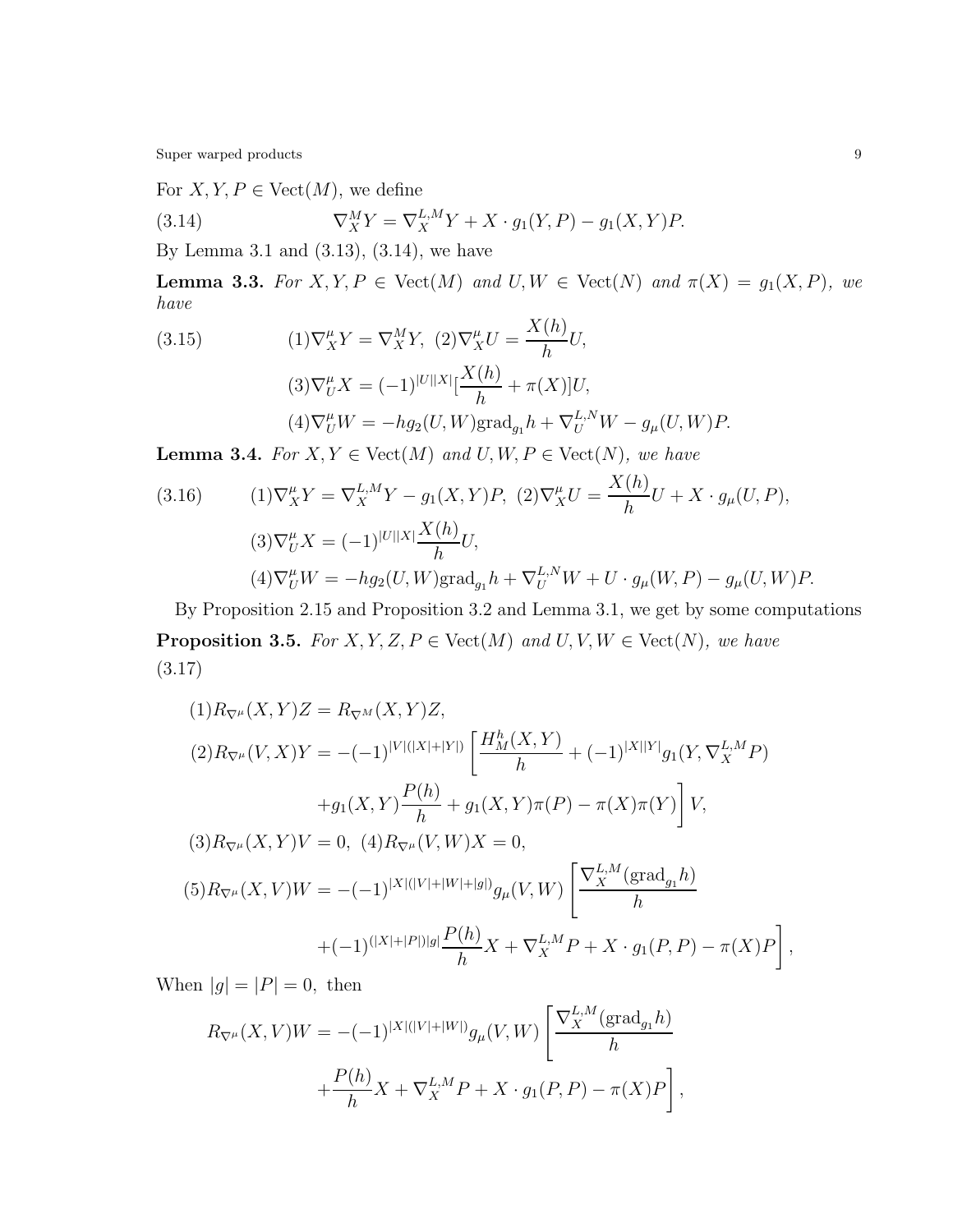For $X, Y, P \in \mathrm{Vect}(M)$, we define

$$\nabla^M_X Y = \nabla^{L,M}_X Y + X \cdot g_1(Y,P) - g_1(X,Y)P. \tag{3.14}$$

By Lemma 3.1 and (3.13), (3.14), we have

**Lemma 3.3.** *For $X, Y, P \in \mathrm{Vect}(M)$ and $U, W \in \mathrm{Vect}(N)$ and $\pi(X) = g_1(X, P)$, we have*

$$\begin{aligned}
&(1)\nabla^\mu_X Y = \nabla^M_X Y,\ (2)\nabla^\mu_X U = \frac{X(h)}{h}U, \\
&(3)\nabla^\mu_U X = (-1)^{|U||X|}[\frac{X(h)}{h} + \pi(X)]U, \\
&(4)\nabla^\mu_U W = -hg_2(U,W)\mathrm{grad}_{g_1}h + \nabla^{L,N}_U W - g_\mu(U,W)P.
\end{aligned} \tag{3.15}$$

**Lemma 3.4.** *For $X, Y \in \mathrm{Vect}(M)$ and $U, W, P \in \mathrm{Vect}(N)$, we have*

$$\begin{aligned}
&(1)\nabla^\mu_X Y = \nabla^{L,M}_X Y - g_1(X,Y)P,\ (2)\nabla^\mu_X U = \frac{X(h)}{h}U + X \cdot g_\mu(U,P), \\
&(3)\nabla^\mu_U X = (-1)^{|U||X|}\frac{X(h)}{h}U, \\
&(4)\nabla^\mu_U W = -hg_2(U,W)\mathrm{grad}_{g_1}h + \nabla^{L,N}_U W + U \cdot g_\mu(W,P) - g_\mu(U,W)P.
\end{aligned} \tag{3.16}$$

By Proposition 2.15 and Proposition 3.2 and Lemma 3.1, we get by some computations

**Proposition 3.5.** *For $X, Y, Z, P \in \mathrm{Vect}(M)$ and $U, V, W \in \mathrm{Vect}(N)$, we have*

$$\begin{aligned}
&(1)R_{\nabla^\mu}(X,Y)Z = R_{\nabla^M}(X,Y)Z, \\
&(2)R_{\nabla^\mu}(V,X)Y = -(-1)^{|V|(|X|+|Y|)}\left[\frac{H^h_M(X,Y)}{h} + (-1)^{|X||Y|}g_1(Y, \nabla^{L,M}_X P)\right. \\
&\qquad \left. + g_1(X,Y)\frac{P(h)}{h} + g_1(X,Y)\pi(P) - \pi(X)\pi(Y)\right]V, \\
&(3)R_{\nabla^\mu}(X,Y)V = 0,\ (4)R_{\nabla^\mu}(V,W)X = 0, \\
&(5)R_{\nabla^\mu}(X,V)W = -(-1)^{|X|(|V|+|W|+|g|)}g_\mu(V,W)\left[\frac{\nabla^{L,M}_X(\mathrm{grad}_{g_1}h)}{h}\right. \\
&\qquad \left. + (-1)^{(|X|+|P|)|g|}\frac{P(h)}{h}X + \nabla^{L,M}_X P + X \cdot g_1(P,P) - \pi(X)P\right],
\end{aligned} \tag{3.17}$$

When $|g| = |P| = 0$, then

$$\begin{aligned}
R_{\nabla^\mu}(X,V)W = &-(-1)^{|X|(|V|+|W|)}g_\mu(V,W)\left[\frac{\nabla^{L,M}_X(\mathrm{grad}_{g_1}h)}{h}\right. \\
&\left. + \frac{P(h)}{h}X + \nabla^{L,M}_X P + X \cdot g_1(P,P) - \pi(X)P\right],
\end{aligned}$$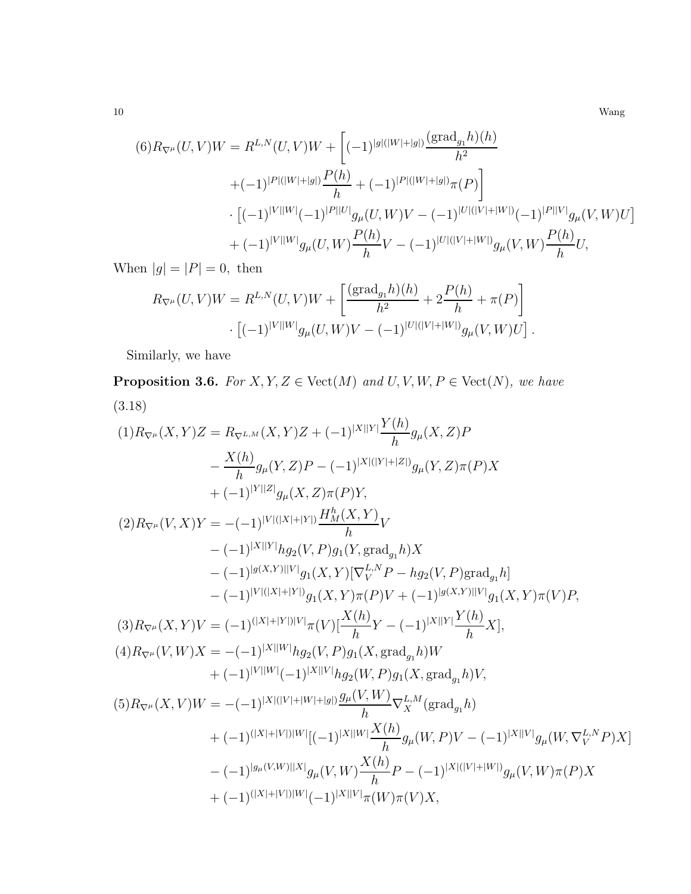$$
\begin{aligned}
(6)R_{\nabla^\mu}(U,V)W &= R^{L,N}(U,V)W + \Bigg[(-1)^{|g|(|W|+|g|)}\frac{(\mathrm{grad}_{g_1}h)(h)}{h^2} \\
&\quad +(-1)^{|P|(|W|+|g|)}\frac{P(h)}{h} + (-1)^{|P|(|W|+|g|)}\pi(P)\Bigg] \\
&\quad \cdot \left[(-1)^{|V||W|}(-1)^{|P||U|}g_\mu(U,W)V - (-1)^{|U|(|V|+|W|)}(-1)^{|P||V|}g_\mu(V,W)U\right] \\
&\quad + (-1)^{|V||W|}g_\mu(U,W)\frac{P(h)}{h}V - (-1)^{|U|(|V|+|W|)}g_\mu(V,W)\frac{P(h)}{h}U,
\end{aligned}
$$

When $|g| = |P| = 0$, then

$$
\begin{aligned}
R_{\nabla^\mu}(U,V)W &= R^{L,N}(U,V)W + \left[\frac{(\mathrm{grad}_{g_1}h)(h)}{h^2} + 2\frac{P(h)}{h} + \pi(P)\right] \\
&\quad \cdot \left[(-1)^{|V||W|}g_\mu(U,W)V - (-1)^{|U|(|V|+|W|)}g_\mu(V,W)U\right].
\end{aligned}
$$

Similarly, we have

**Proposition 3.6.** *For $X, Y, Z \in \mathrm{Vect}(M)$ and $U, V, W, P \in \mathrm{Vect}(N)$, we have*

(3.18)

$$
\begin{aligned}
(1)R_{\nabla^\mu}(X,Y)Z &= R_{\nabla^{L,M}}(X,Y)Z + (-1)^{|X||Y|}\frac{Y(h)}{h}g_\mu(X,Z)P \\
&\quad - \frac{X(h)}{h}g_\mu(Y,Z)P - (-1)^{|X|(|Y|+|Z|)}g_\mu(Y,Z)\pi(P)X \\
&\quad + (-1)^{|Y||Z|}g_\mu(X,Z)\pi(P)Y, \\
(2)R_{\nabla^\mu}(V,X)Y &= -(-1)^{|V|(|X|+|Y|)}\frac{H^h_M(X,Y)}{h}V \\
&\quad - (-1)^{|X||Y|}hg_2(V,P)g_1(Y,\mathrm{grad}_{g_1}h)X \\
&\quad - (-1)^{|g(X,Y)||V|}g_1(X,Y)[\nabla^{L,N}_V P - hg_2(V,P)\mathrm{grad}_{g_1}h] \\
&\quad - (-1)^{|V|(|X|+|Y|)}g_1(X,Y)\pi(P)V + (-1)^{|g(X,Y)||V|}g_1(X,Y)\pi(V)P, \\
(3)R_{\nabla^\mu}(X,Y)V &= (-1)^{(|X|+|Y|)|V|}\pi(V)[\frac{X(h)}{h}Y - (-1)^{|X||Y|}\frac{Y(h)}{h}X], \\
(4)R_{\nabla^\mu}(V,W)X &= -(-1)^{|X||W|}hg_2(V,P)g_1(X,\mathrm{grad}_{g_1}h)W \\
&\quad + (-1)^{|V||W|}(-1)^{|X||V|}hg_2(W,P)g_1(X,\mathrm{grad}_{g_1}h)V, \\
(5)R_{\nabla^\mu}(X,V)W &= -(-1)^{|X|(|V|+|W|+|g|)}\frac{g_\mu(V,W)}{h}\nabla^{L,M}_X(\mathrm{grad}_{g_1}h) \\
&\quad + (-1)^{(|X|+|V|)|W|}[(-1)^{|X||W|}\frac{X(h)}{h}g_\mu(W,P)V - (-1)^{|X||V|}g_\mu(W,\nabla^{L,N}_V P)X] \\
&\quad - (-1)^{|g_\mu(V,W)||X|}g_\mu(V,W)\frac{X(h)}{h}P - (-1)^{|X|(|V|+|W|)}g_\mu(V,W)\pi(P)X \\
&\quad + (-1)^{(|X|+|V|)|W|}(-1)^{|X||V|}\pi(W)\pi(V)X,
\end{aligned}
$$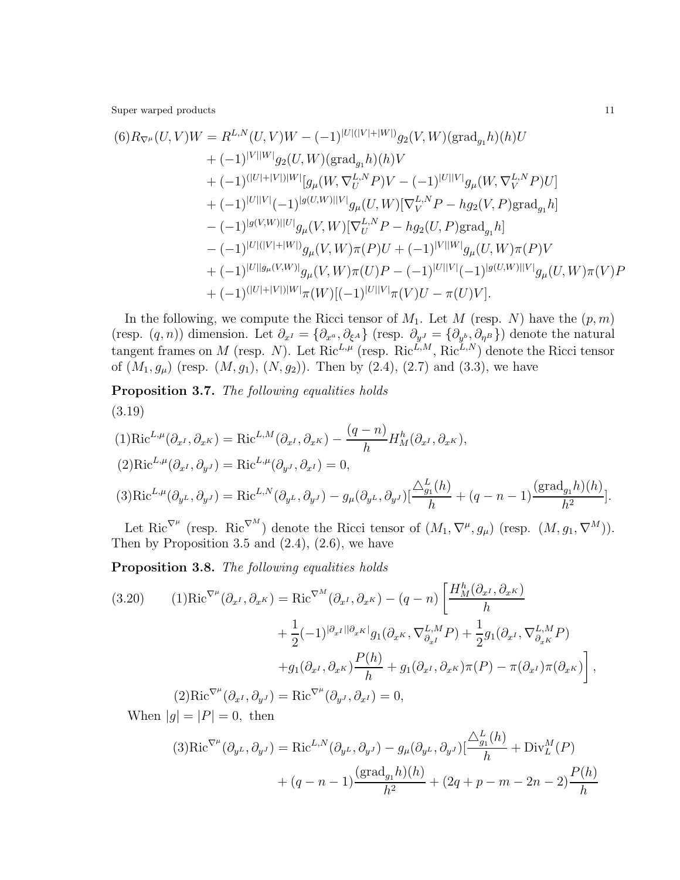$$
\begin{aligned}
(6)R_{\nabla^\mu}(U,V)W &= R^{L,N}(U,V)W - (-1)^{|U|(|V|+|W|)}g_2(V,W)(\mathrm{grad}_{g_1}h)(h)U \\
&+ (-1)^{|V||W|}g_2(U,W)(\mathrm{grad}_{g_1}h)(h)V \\
&+ (-1)^{(|U|+|V|)|W|}[g_\mu(W,\nabla^{L,N}_U P)V - (-1)^{|U||V|}g_\mu(W,\nabla^{L,N}_V P)U] \\
&+ (-1)^{|U||V|}(-1)^{|g(U,W)||V|}g_\mu(U,W)[\nabla^{L,N}_V P - hg_2(V,P)\mathrm{grad}_{g_1}h] \\
&- (-1)^{|g(V,W)||U|}g_\mu(V,W)[\nabla^{L,N}_U P - hg_2(U,P)\mathrm{grad}_{g_1}h] \\
&- (-1)^{|U|(|V|+|W|)}g_\mu(V,W)\pi(P)U + (-1)^{|V||W|}g_\mu(U,W)\pi(P)V \\
&+ (-1)^{|U||g_\mu(V,W)|}g_\mu(V,W)\pi(U)P - (-1)^{|U||V|}(-1)^{|g(U,W)||V|}g_\mu(U,W)\pi(V)P \\
&+ (-1)^{(|U|+|V|)|W|}\pi(W)[(-1)^{|U||V|}\pi(V)U - \pi(U)V].
\end{aligned}
$$

In the following, we compute the Ricci tensor of $M_1$. Let $M$ (resp. $N$) have the $(p,m)$ (resp. $(q,n)$) dimension. Let $\partial_{x^I} = \{\partial_{x^a}, \partial_{\xi^A}\}$ (resp. $\partial_{y^J} = \{\partial_{y^b}, \partial_{\eta^B}\}$) denote the natural tangent frames on $M$ (resp. $N$). Let $\mathrm{Ric}^{L,\mu}$ (resp. $\mathrm{Ric}^{L,M}$, $\mathrm{Ric}^{L,N}$) denote the Ricci tensor of $(M_1, g_\mu)$ (resp. $(M, g_1)$, $(N, g_2)$). Then by (2.4), (2.7) and (3.3), we have

**Proposition 3.7.** *The following equalities holds*

(3.19)

$$
\begin{aligned}
&(1)\mathrm{Ric}^{L,\mu}(\partial_{x^I},\partial_{x^K}) = \mathrm{Ric}^{L,M}(\partial_{x^I},\partial_{x^K}) - \frac{(q-n)}{h}H^h_M(\partial_{x^I},\partial_{x^K}),\\
&(2)\mathrm{Ric}^{L,\mu}(\partial_{x^I},\partial_{y^J}) = \mathrm{Ric}^{L,\mu}(\partial_{y^J},\partial_{x^I}) = 0,\\
&(3)\mathrm{Ric}^{L,\mu}(\partial_{y^L},\partial_{y^J}) = \mathrm{Ric}^{L,N}(\partial_{y^L},\partial_{y^J}) - g_\mu(\partial_{y^L},\partial_{y^J})[\frac{\triangle^L_{g_1}(h)}{h} + (q-n-1)\frac{(\mathrm{grad}_{g_1}h)(h)}{h^2}].
\end{aligned}
$$

Let $\mathrm{Ric}^{\nabla^\mu}$ (resp. $\mathrm{Ric}^{\nabla^M}$) denote the Ricci tensor of $(M_1, \nabla^\mu, g_\mu)$ (resp. $(M, g_1, \nabla^M)$). Then by Proposition 3.5 and (2.4), (2.6), we have

**Proposition 3.8.** *The following equalities holds*

$$
\begin{aligned}
(3.20)\qquad (1)\mathrm{Ric}^{\nabla^\mu}(\partial_{x^I},\partial_{x^K}) &= \mathrm{Ric}^{\nabla^M}(\partial_{x^I},\partial_{x^K}) - (q-n)\Bigg[\frac{H^h_M(\partial_{x^I},\partial_{x^K})}{h} \\
&+ \frac{1}{2}(-1)^{|\partial_{x^I}||\partial_{x^K}|}g_1(\partial_{x^K},\nabla^{L,M}_{\partial_{x^I}}P) + \frac{1}{2}g_1(\partial_{x^I},\nabla^{L,M}_{\partial_{x^K}}P) \\
&+ g_1(\partial_{x^I},\partial_{x^K})\frac{P(h)}{h} + g_1(\partial_{x^I},\partial_{x^K})\pi(P) - \pi(\partial_{x^I})\pi(\partial_{x^K})\Bigg],\\
(2)\mathrm{Ric}^{\nabla^\mu}(\partial_{x^I},\partial_{y^J}) &= \mathrm{Ric}^{\nabla^\mu}(\partial_{y^J},\partial_{x^I}) = 0,
\end{aligned}
$$

When $|g| = |P| = 0$, then

$$
\begin{aligned}
(3)\mathrm{Ric}^{\nabla^\mu}(\partial_{y^L},\partial_{y^J}) &= \mathrm{Ric}^{L,N}(\partial_{y^L},\partial_{y^J}) - g_\mu(\partial_{y^L},\partial_{y^J})[\frac{\triangle^L_{g_1}(h)}{h} + \mathrm{Div}^M_L(P) \\
&+ (q-n-1)\frac{(\mathrm{grad}_{g_1}h)(h)}{h^2} + (2q+p-m-2n-2)\frac{P(h)}{h}
\end{aligned}
$$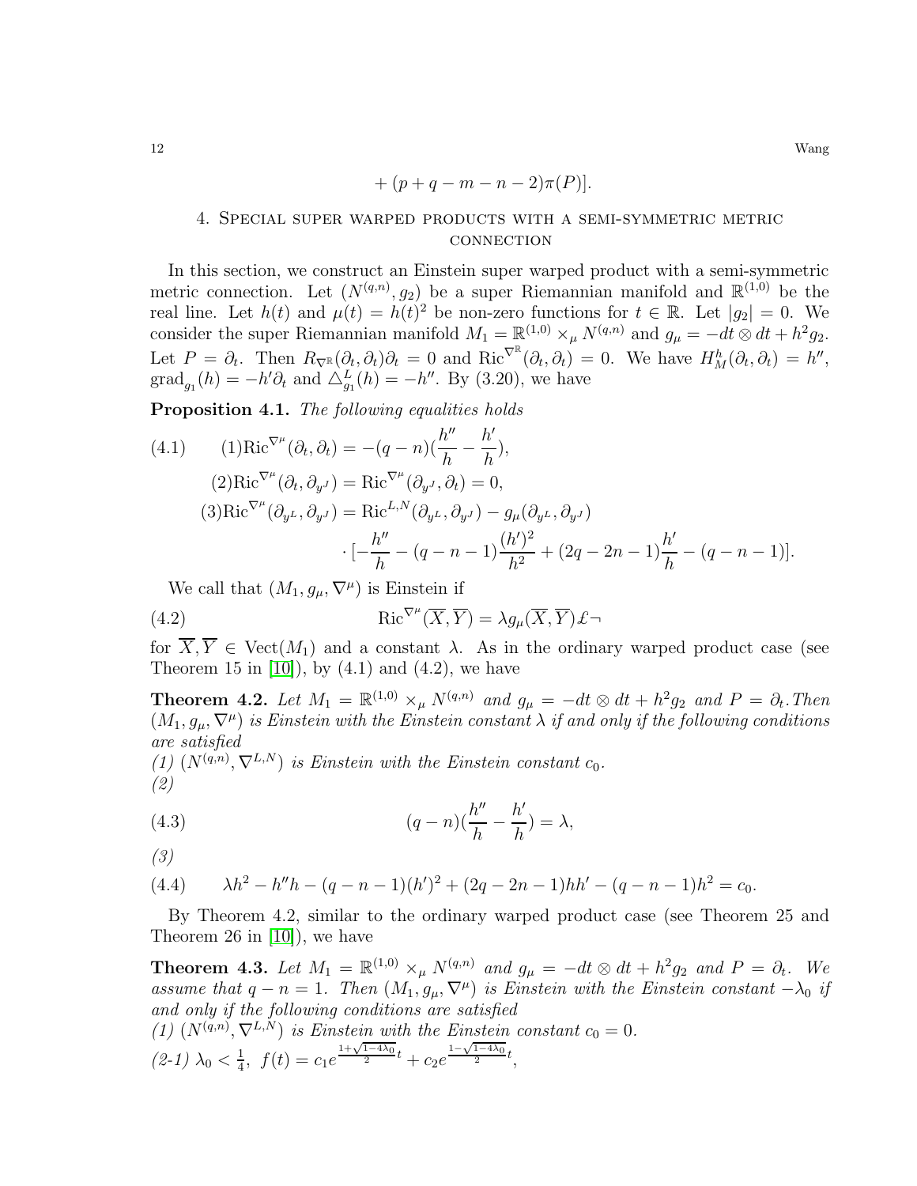$$+ (p + q - m - n - 2)\pi(P)].$$

## 4. Special super warped products with a semi-symmetric metric connection

In this section, we construct an Einstein super warped product with a semi-symmetric metric connection. Let $(N^{(q,n)}, g_2)$ be a super Riemannian manifold and $\mathbb{R}^{(1,0)}$ be the real line. Let $h(t)$ and $\mu(t) = h(t)^2$ be non-zero functions for $t \in \mathbb{R}$. Let $|g_2| = 0$. We consider the super Riemannian manifold $M_1 = \mathbb{R}^{(1,0)} \times_\mu N^{(q,n)}$ and $g_\mu = -dt \otimes dt + h^2 g_2$. Let $P = \partial_t$. Then $R_{\nabla^{\mathbb{R}}}(\partial_t, \partial_t)\partial_t = 0$ and $\mathrm{Ric}^{\nabla^{\mathbb{R}}}(\partial_t, \partial_t) = 0$. We have $H^h_M(\partial_t, \partial_t) = h''$, $\mathrm{grad}_{g_1}(h) = -h'\partial_t$ and $\triangle^L_{g_1}(h) = -h''$. By (3.20), we have

**Proposition 4.1.** *The following equalities holds*

$$\begin{aligned}
(4.1) \qquad &(1)\mathrm{Ric}^{\nabla^\mu}(\partial_t, \partial_t) = -(q-n)(\frac{h''}{h} - \frac{h'}{h}),\\
&(2)\mathrm{Ric}^{\nabla^\mu}(\partial_t, \partial_{y^J}) = \mathrm{Ric}^{\nabla^\mu}(\partial_{y^J}, \partial_t) = 0,\\
&(3)\mathrm{Ric}^{\nabla^\mu}(\partial_{y^L}, \partial_{y^J}) = \mathrm{Ric}^{L,N}(\partial_{y^L}, \partial_{y^J}) - g_\mu(\partial_{y^L}, \partial_{y^J})\\
&\qquad \cdot [-\frac{h''}{h} - (q-n-1)\frac{(h')^2}{h^2} + (2q-2n-1)\frac{h'}{h} - (q-n-1)].
\end{aligned}$$

We call that $(M_1, g_\mu, \nabla^\mu)$ is Einstein if

$$\mathrm{Ric}^{\nabla^\mu}(\overline{X}, \overline{Y}) = \lambda g_\mu(\overline{X}, \overline{Y})\text{£}\neg \tag{4.2}$$

for $\overline{X}, \overline{Y} \in \mathrm{Vect}(M_1)$ and a constant $\lambda$. As in the ordinary warped product case (see Theorem 15 in [10]), by (4.1) and (4.2), we have

**Theorem 4.2.** *Let $M_1 = \mathbb{R}^{(1,0)} \times_\mu N^{(q,n)}$ and $g_\mu = -dt \otimes dt + h^2 g_2$ and $P = \partial_t$. Then $(M_1, g_\mu, \nabla^\mu)$ is Einstein with the Einstein constant $\lambda$ if and only if the following conditions are satisfied*
*(1) $(N^{(q,n)}, \nabla^{L,N})$ is Einstein with the Einstein constant $c_0$.*
*(2)*

$$(q-n)(\frac{h''}{h} - \frac{h'}{h}) = \lambda, \tag{4.3}$$

*(3)*

$$\lambda h^2 - h'' h - (q-n-1)(h')^2 + (2q-2n-1)hh' - (q-n-1)h^2 = c_0. \tag{4.4}$$

By Theorem 4.2, similar to the ordinary warped product case (see Theorem 25 and Theorem 26 in [10]), we have

**Theorem 4.3.** *Let $M_1 = \mathbb{R}^{(1,0)} \times_\mu N^{(q,n)}$ and $g_\mu = -dt \otimes dt + h^2 g_2$ and $P = \partial_t$. We assume that $q - n = 1$. Then $(M_1, g_\mu, \nabla^\mu)$ is Einstein with the Einstein constant $-\lambda_0$ if and only if the following conditions are satisfied*
*(1) $(N^{(q,n)}, \nabla^{L,N})$ is Einstein with the Einstein constant $c_0 = 0$.*
*(2-1) $\lambda_0 < \frac{1}{4}$, $f(t) = c_1 e^{\frac{1+\sqrt{1-4\lambda_0}}{2}t} + c_2 e^{\frac{1-\sqrt{1-4\lambda_0}}{2}t}$,*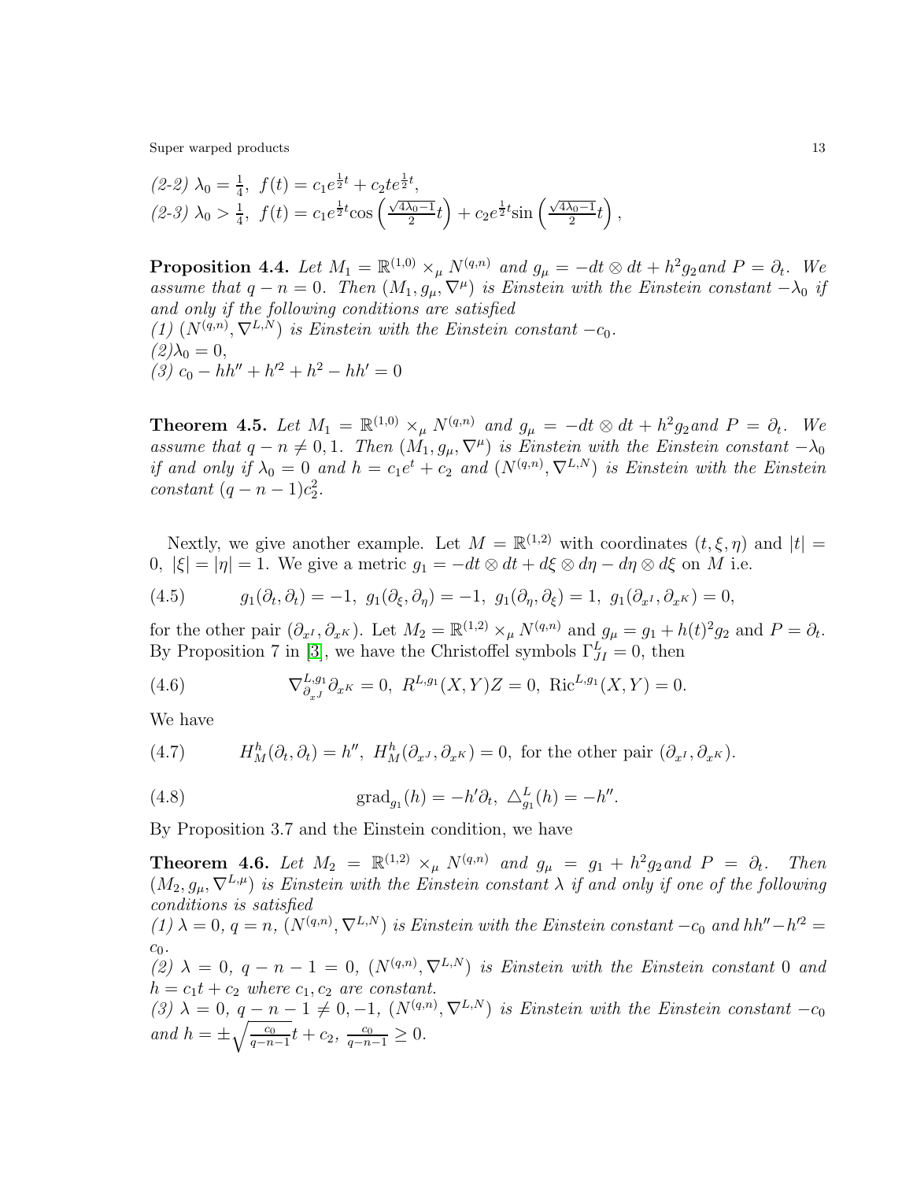(2-2) $\lambda_0=\frac{1}{4},\ f(t)=c_1e^{\frac{1}{2}t}+c_2te^{\frac{1}{2}t}$,
(2-3) $\lambda_0>\frac{1}{4},\ f(t)=c_1e^{\frac{1}{2}t}\cos\left(\frac{\sqrt{4\lambda_0-1}}{2}t\right)+c_2e^{\frac{1}{2}t}\sin\left(\frac{\sqrt{4\lambda_0-1}}{2}t\right)$,

**Proposition 4.4.** *Let $M_1=\mathbb{R}^{(1,0)}\times_\mu N^{(q,n)}$ and $g_\mu=-dt\otimes dt+h^2g_2$and $P=\partial_t$. We assume that $q-n=0$. Then $(M_1,g_\mu,\nabla^\mu)$ is Einstein with the Einstein constant $-\lambda_0$ if and only if the following conditions are satisfied*
*(1) $(N^{(q,n)},\nabla^{L,N})$ is Einstein with the Einstein constant $-c_0$.*
*(2)$\lambda_0=0$,*
*(3) $c_0-hh''+h'^2+h^2-hh'=0$*

**Theorem 4.5.** *Let $M_1=\mathbb{R}^{(1,0)}\times_\mu N^{(q,n)}$ and $g_\mu=-dt\otimes dt+h^2g_2$and $P=\partial_t$. We assume that $q-n\neq 0,1$. Then $(M_1,g_\mu,\nabla^\mu)$ is Einstein with the Einstein constant $-\lambda_0$ if and only if $\lambda_0=0$ and $h=c_1e^t+c_2$ and $(N^{(q,n)},\nabla^{L,N})$ is Einstein with the Einstein constant $(q-n-1)c_2^2$.*

Nextly, we give another example. Let $M=\mathbb{R}^{(1,2)}$ with coordinates $(t,\xi,\eta)$ and $|t|=0,\ |\xi|=|\eta|=1$. We give a metric $g_1=-dt\otimes dt+d\xi\otimes d\eta-d\eta\otimes d\xi$ on $M$ i.e.

$$g_1(\partial_t,\partial_t)=-1,\ g_1(\partial_\xi,\partial_\eta)=-1,\ g_1(\partial_\eta,\partial_\xi)=1,\ g_1(\partial_{x^I},\partial_{x^K})=0, \tag{4.5}$$

for the other pair $(\partial_{x^I},\partial_{x^K})$. Let $M_2=\mathbb{R}^{(1,2)}\times_\mu N^{(q,n)}$ and $g_\mu=g_1+h(t)^2g_2$ and $P=\partial_t$. By Proposition 7 in [3], we have the Christoffel symbols $\Gamma^L_{JI}=0$, then

$$\nabla^{L,g_1}_{\partial_{x^J}}\partial_{x^K}=0,\ R^{L,g_1}(X,Y)Z=0,\ \mathrm{Ric}^{L,g_1}(X,Y)=0. \tag{4.6}$$

We have

$$H^h_M(\partial_t,\partial_t)=h'',\ H^h_M(\partial_{x^J},\partial_{x^K})=0,\ \text{for the other pair }(\partial_{x^I},\partial_{x^K}). \tag{4.7}$$

$$\mathrm{grad}_{g_1}(h)=-h'\partial_t,\ \triangle^L_{g_1}(h)=-h''. \tag{4.8}$$

By Proposition 3.7 and the Einstein condition, we have

**Theorem 4.6.** *Let $M_2=\mathbb{R}^{(1,2)}\times_\mu N^{(q,n)}$ and $g_\mu=g_1+h^2g_2$and $P=\partial_t$. Then $(M_2,g_\mu,\nabla^{L,\mu})$ is Einstein with the Einstein constant $\lambda$ if and only if one of the following conditions is satisfied*
*(1) $\lambda=0$, $q=n$, $(N^{(q,n)},\nabla^{L,N})$ is Einstein with the Einstein constant $-c_0$ and $hh''-h'^2=c_0$.*
*(2) $\lambda=0$, $q-n-1=0$, $(N^{(q,n)},\nabla^{L,N})$ is Einstein with the Einstein constant $0$ and $h=c_1t+c_2$ where $c_1,c_2$ are constant.*
*(3) $\lambda=0$, $q-n-1\neq 0,-1$, $(N^{(q,n)},\nabla^{L,N})$ is Einstein with the Einstein constant $-c_0$ and $h=\pm\sqrt{\frac{c_0}{q-n-1}}t+c_2$, $\frac{c_0}{q-n-1}\geq 0$.*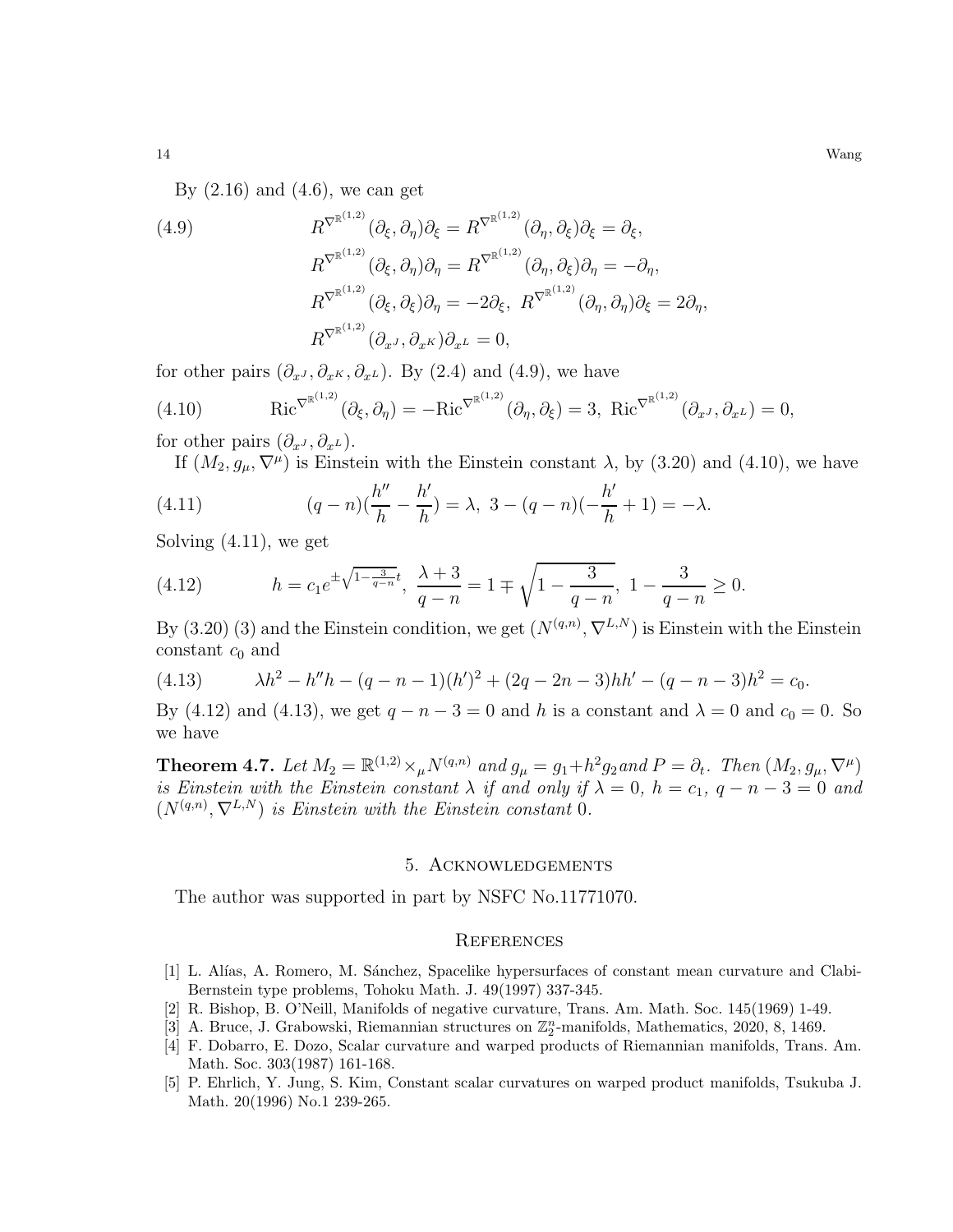By (2.16) and (4.6), we can get

$$
\begin{aligned}
&R^{\nabla^{\mathbb{R}^{(1,2)}}}(\partial_\xi,\partial_\eta)\partial_\xi = R^{\nabla^{\mathbb{R}^{(1,2)}}}(\partial_\eta,\partial_\xi)\partial_\xi = \partial_\xi,\\
&R^{\nabla^{\mathbb{R}^{(1,2)}}}(\partial_\xi,\partial_\eta)\partial_\eta = R^{\nabla^{\mathbb{R}^{(1,2)}}}(\partial_\eta,\partial_\xi)\partial_\eta = -\partial_\eta,\\
&R^{\nabla^{\mathbb{R}^{(1,2)}}}(\partial_\xi,\partial_\xi)\partial_\eta = -2\partial_\xi,\ R^{\nabla^{\mathbb{R}^{(1,2)}}}(\partial_\eta,\partial_\eta)\partial_\xi = 2\partial_\eta,\\
&R^{\nabla^{\mathbb{R}^{(1,2)}}}(\partial_{x^J},\partial_{x^K})\partial_{x^L} = 0,
\end{aligned}
\tag{4.9}
$$

for other pairs $(\partial_{x^J},\partial_{x^K},\partial_{x^L})$. By (2.4) and (4.9), we have

$$
\mathrm{Ric}^{\nabla^{\mathbb{R}^{(1,2)}}}(\partial_\xi,\partial_\eta) = -\mathrm{Ric}^{\nabla^{\mathbb{R}^{(1,2)}}}(\partial_\eta,\partial_\xi) = 3,\ \mathrm{Ric}^{\nabla^{\mathbb{R}^{(1,2)}}}(\partial_{x^J},\partial_{x^L}) = 0,
\tag{4.10}
$$

for other pairs $(\partial_{x^J},\partial_{x^L})$.

If $(M_2, g_\mu, \nabla^\mu)$ is Einstein with the Einstein constant $\lambda$, by (3.20) and (4.10), we have

$$
(q-n)(\frac{h''}{h}-\frac{h'}{h}) = \lambda,\ 3-(q-n)(-\frac{h'}{h}+1) = -\lambda.
\tag{4.11}
$$

Solving (4.11), we get

$$
h = c_1 e^{\pm\sqrt{1-\frac{3}{q-n}}t},\ \frac{\lambda+3}{q-n} = 1\mp\sqrt{1-\frac{3}{q-n}},\ 1-\frac{3}{q-n}\geq 0.
\tag{4.12}
$$

By (3.20) (3) and the Einstein condition, we get $(N^{(q,n)}, \nabla^{L,N})$ is Einstein with the Einstein constant $c_0$ and

$$
\lambda h^2 - h''h - (q-n-1)(h')^2 + (2q-2n-3)hh' - (q-n-3)h^2 = c_0.
\tag{4.13}
$$

By (4.12) and (4.13), we get $q-n-3=0$ and $h$ is a constant and $\lambda=0$ and $c_0=0$. So we have

**Theorem 4.7.** *Let $M_2 = \mathbb{R}^{(1,2)}\times_\mu N^{(q,n)}$ and $g_\mu = g_1 + h^2 g_2$ and $P=\partial_t$. Then $(M_2, g_\mu, \nabla^\mu)$ is Einstein with the Einstein constant $\lambda$ if and only if $\lambda=0$, $h=c_1$, $q-n-3=0$ and $(N^{(q,n)}, \nabla^{L,N})$ is Einstein with the Einstein constant $0$.*

## 5. Acknowledgements

The author was supported in part by NSFC No.11771070.

## References

[1] L. Alías, A. Romero, M. Sánchez, Spacelike hypersurfaces of constant mean curvature and Clabi-Bernstein type problems, Tohoku Math. J. 49(1997) 337-345.

[2] R. Bishop, B. O'Neill, Manifolds of negative curvature, Trans. Am. Math. Soc. 145(1969) 1-49.

[3] A. Bruce, J. Grabowski, Riemannian structures on $\mathbb{Z}_2^n$-manifolds, Mathematics, 2020, 8, 1469.

[4] F. Dobarro, E. Dozo, Scalar curvature and warped products of Riemannian manifolds, Trans. Am. Math. Soc. 303(1987) 161-168.

[5] P. Ehrlich, Y. Jung, S. Kim, Constant scalar curvatures on warped product manifolds, Tsukuba J. Math. 20(1996) No.1 239-265.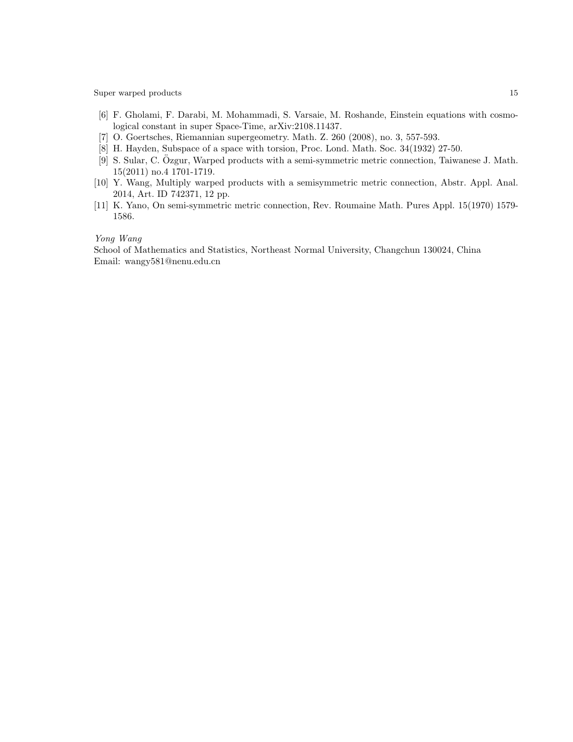[6] F. Gholami, F. Darabi, M. Mohammadi, S. Varsaie, M. Roshande, Einstein equations with cosmological constant in super Space-Time, arXiv:2108.11437.

[7] O. Goertsches, Riemannian supergeometry. Math. Z. 260 (2008), no. 3, 557-593.

[8] H. Hayden, Subspace of a space with torsion, Proc. Lond. Math. Soc. 34(1932) 27-50.

[9] S. Sular, C. Özgur, Warped products with a semi-symmetric metric connection, Taiwanese J. Math. 15(2011) no.4 1701-1719.

[10] Y. Wang, Multiply warped products with a semisymmetric metric connection, Abstr. Appl. Anal. 2014, Art. ID 742371, 12 pp.

[11] K. Yano, On semi-symmetric metric connection, Rev. Roumaine Math. Pures Appl. 15(1970) 1579-1586.

*Yong Wang*
School of Mathematics and Statistics, Northeast Normal University, Changchun 130024, China
Email: wangy581@nenu.edu.cn